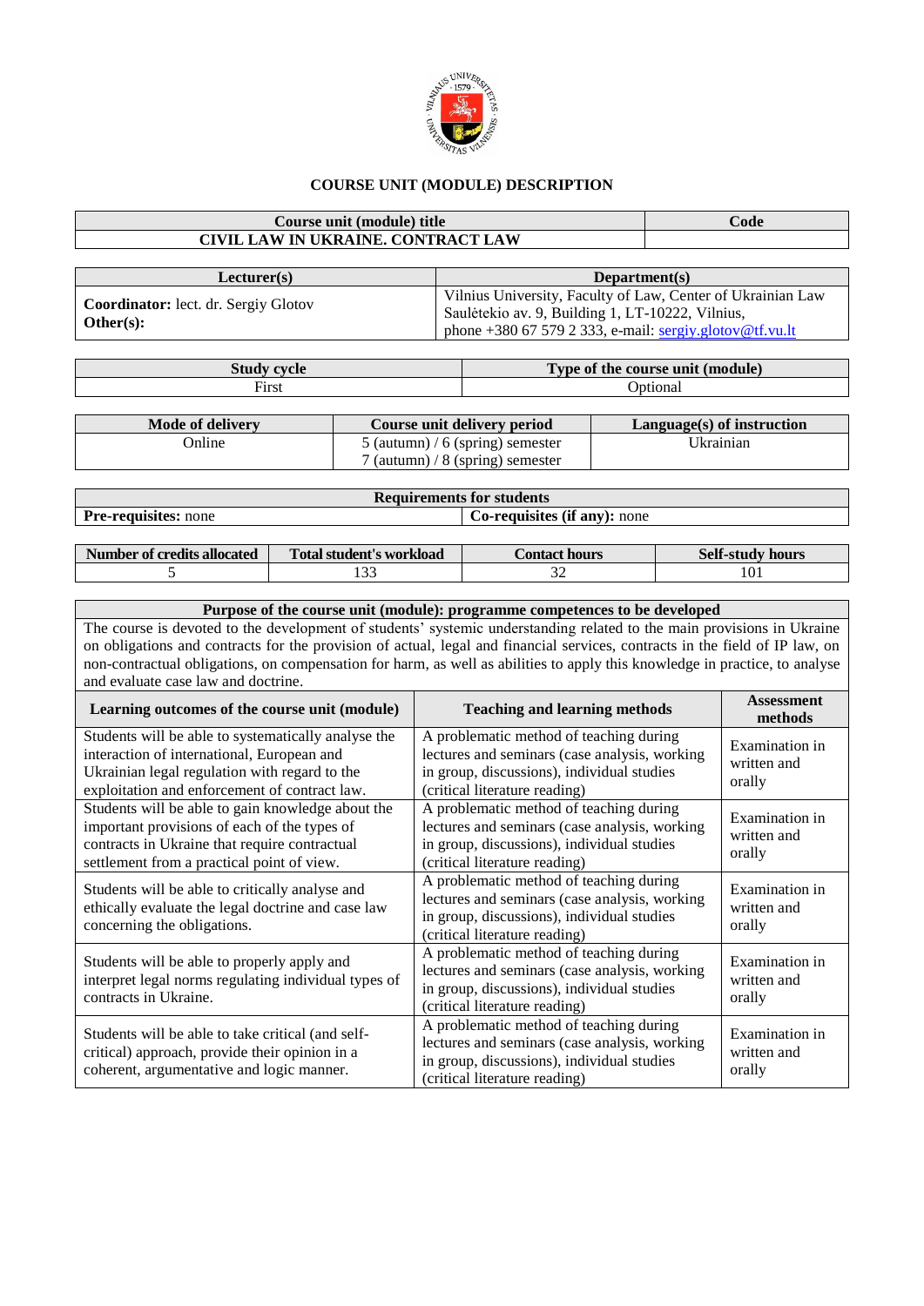# COURSE UNIT (MODULE) DESCRIPTION

| Course unit (module) title | Code |
|---|---|
| CIVIL LAW IN UKRAINE. CONTRACT LAW | |

| Lecturer(s) | Department(s) |
|---|---|
| **Coordinator:** lect. dr. Sergiy Glotov<br>**Other(s):** | Vilnius University, Faculty of Law, Center of Ukrainian Law<br>Saulėtekio av. 9, Building 1, LT-10222, Vilnius,<br>phone +380 67 579 2 333, e-mail: sergiy.glotov@tf.vu.lt |

| Study cycle | Type of the course unit (module) |
|---|---|
| First | Optional |

| Mode of delivery | Course unit delivery period | Language(s) of instruction |
|---|---|---|
| Online | 5 (autumn) / 6 (spring) semester<br>7 (autumn) / 8 (spring) semester | Ukrainian |

| Requirements for students | |
|---|---|
| **Pre-requisites:** none | **Co-requisites (if any):** none |

| Number of credits allocated | Total student's workload | Contact hours | Self-study hours |
|---|---|---|---|
| 5 | 133 | 32 | 101 |

| Purpose of the course unit (module): programme competences to be developed | | |
|---|---|---|
| The course is devoted to the development of students' systemic understanding related to the main provisions in Ukraine on obligations and contracts for the provision of actual, legal and financial services, contracts in the field of IP law, on non-contractual obligations, on compensation for harm, as well as abilities to apply this knowledge in practice, to analyse and evaluate case law and doctrine. | | |
| **Learning outcomes of the course unit (module)** | **Teaching and learning methods** | **Assessment methods** |
| Students will be able to systematically analyse the interaction of international, European and Ukrainian legal regulation with regard to the exploitation and enforcement of contract law. | A problematic method of teaching during lectures and seminars (case analysis, working in group, discussions), individual studies (critical literature reading) | Examination in written and orally |
| Students will be able to gain knowledge about the important provisions of each of the types of contracts in Ukraine that require contractual settlement from a practical point of view. | A problematic method of teaching during lectures and seminars (case analysis, working in group, discussions), individual studies (critical literature reading) | Examination in written and orally |
| Students will be able to critically analyse and ethically evaluate the legal doctrine and case law concerning the obligations. | A problematic method of teaching during lectures and seminars (case analysis, working in group, discussions), individual studies (critical literature reading) | Examination in written and orally |
| Students will be able to properly apply and interpret legal norms regulating individual types of contracts in Ukraine. | A problematic method of teaching during lectures and seminars (case analysis, working in group, discussions), individual studies (critical literature reading) | Examination in written and orally |
| Students will be able to take critical (and self-critical) approach, provide their opinion in a coherent, argumentative and logic manner. | A problematic method of teaching during lectures and seminars (case analysis, working in group, discussions), individual studies (critical literature reading) | Examination in written and orally |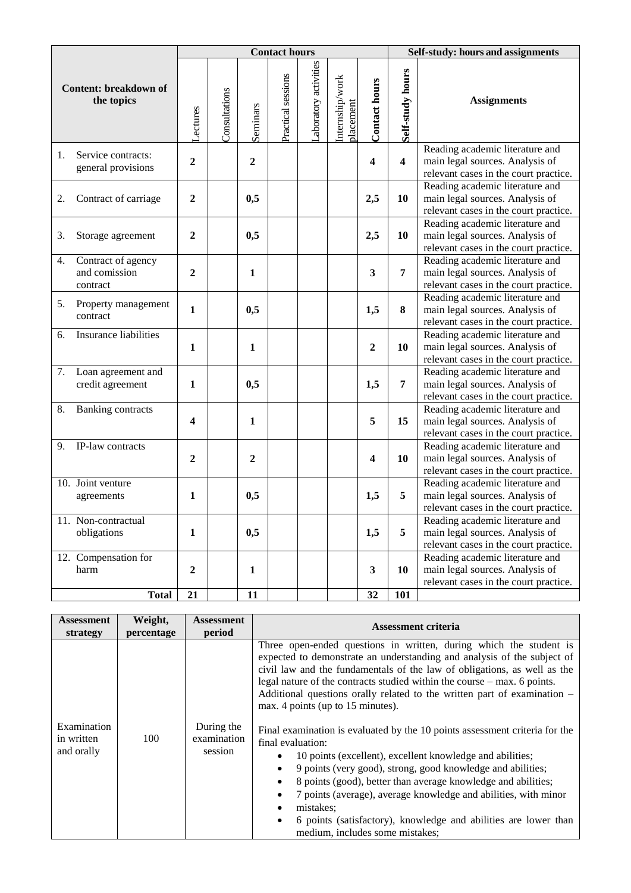| Content: breakdown of the topics | Contact hours | | | | | | | Self-study: hours and assignments | |
|---|---|---|---|---|---|---|---|---|---|
| | Lectures | Consultations | Seminars | Practical sessions | Laboratory activities | Internship/work placement | **Contact hours** | **Self-study hours** | **Assignments** |
| 1. Service contracts: general provisions | **2** | | **2** | | | | **4** | **4** | Reading academic literature and main legal sources. Analysis of relevant cases in the court practice. |
| 2. Contract of carriage | **2** | | **0,5** | | | | **2,5** | **10** | Reading academic literature and main legal sources. Analysis of relevant cases in the court practice. |
| 3. Storage agreement | **2** | | **0,5** | | | | **2,5** | **10** | Reading academic literature and main legal sources. Analysis of relevant cases in the court practice. |
| 4. Contract of agency and comission contract | **2** | | **1** | | | | **3** | **7** | Reading academic literature and main legal sources. Analysis of relevant cases in the court practice. |
| 5. Property management contract | **1** | | **0,5** | | | | **1,5** | **8** | Reading academic literature and main legal sources. Analysis of relevant cases in the court practice. |
| 6. Insurance liabilities | **1** | | **1** | | | | **2** | **10** | Reading academic literature and main legal sources. Analysis of relevant cases in the court practice. |
| 7. Loan agreement and credit agreement | **1** | | **0,5** | | | | **1,5** | **7** | Reading academic literature and main legal sources. Analysis of relevant cases in the court practice. |
| 8. Banking contracts | **4** | | **1** | | | | **5** | **15** | Reading academic literature and main legal sources. Analysis of relevant cases in the court practice. |
| 9. IP-law contracts | **2** | | **2** | | | | **4** | **10** | Reading academic literature and main legal sources. Analysis of relevant cases in the court practice. |
| 10. Joint venture agreements | **1** | | **0,5** | | | | **1,5** | **5** | Reading academic literature and main legal sources. Analysis of relevant cases in the court practice. |
| 11. Non-contractual obligations | **1** | | **0,5** | | | | **1,5** | **5** | Reading academic literature and main legal sources. Analysis of relevant cases in the court practice. |
| 12. Compensation for harm | **2** | | **1** | | | | **3** | **10** | Reading academic literature and main legal sources. Analysis of relevant cases in the court practice. |
| **Total** | **21** | | **11** | | | | **32** | **101** | |

| Assessment strategy | Weight, percentage | Assessment period | Assessment criteria |
|---|---|---|---|
| Examination in written and orally | 100 | During the examination session | Three open-ended questions in written, during which the student is expected to demonstrate an understanding and analysis of the subject of civil law and the fundamentals of the law of obligations, as well as the legal nature of the contracts studied within the course – max. 6 points. Additional questions orally related to the written part of examination – max. 4 points (up to 15 minutes).<br><br>Final examination is evaluated by the 10 points assessment criteria for the final evaluation:<br>• 10 points (excellent), excellent knowledge and abilities;<br>• 9 points (very good), strong, good knowledge and abilities;<br>• 8 points (good), better than average knowledge and abilities;<br>• 7 points (average), average knowledge and abilities, with minor mistakes;<br>• 6 points (satisfactory), knowledge and abilities are lower than medium, includes some mistakes; |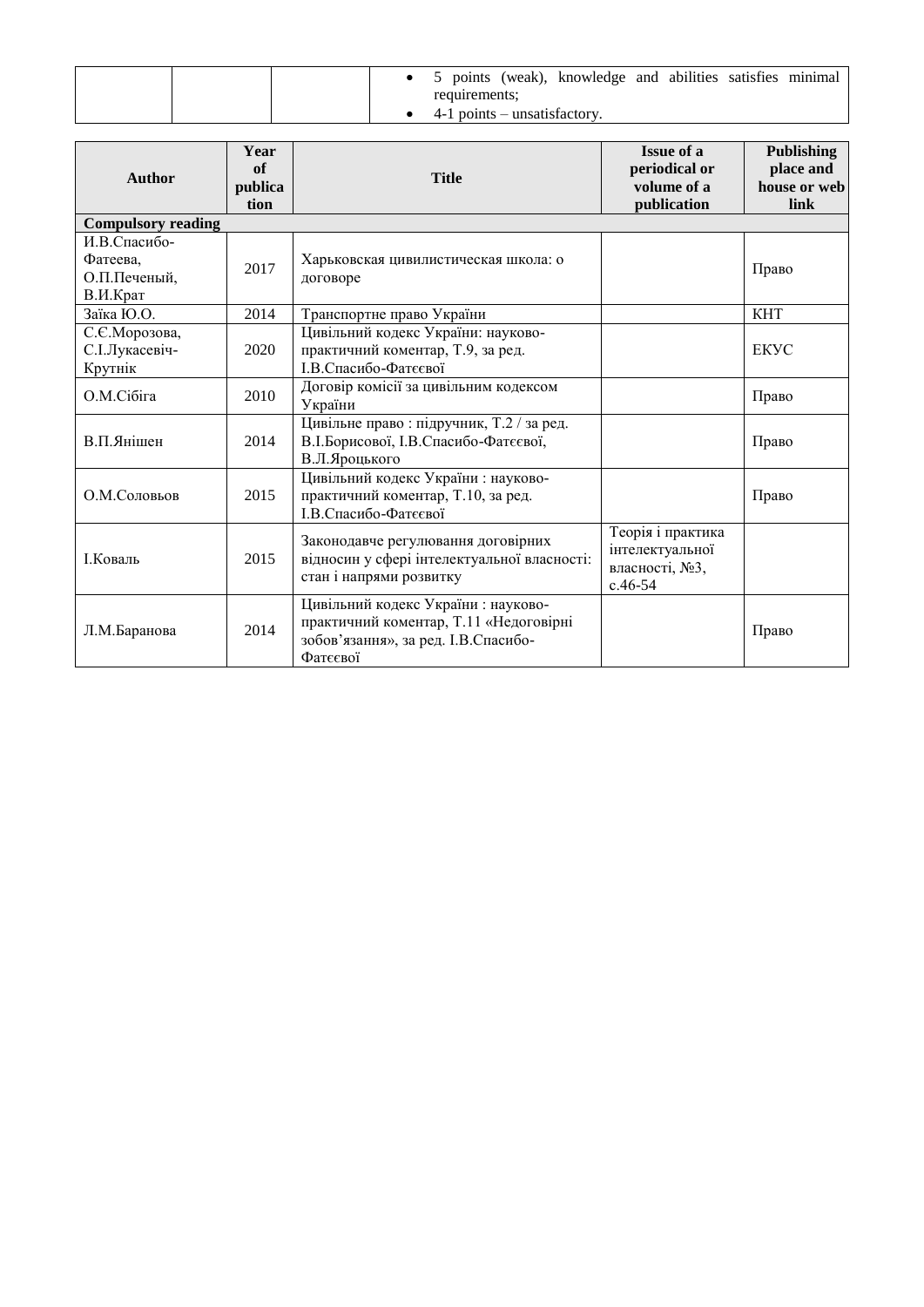| | | | |
|---|---|---|---|
| | | | • 5 points (weak), knowledge and abilities satisfies minimal requirements;<br>• 4-1 points – unsatisfactory. |

| Author | Year of publication | Title | Issue of a periodical or volume of a publication | Publishing place and house or web link |
|---|---|---|---|---|
| **Compulsory reading** | | | | |
| И.В.Спасибо-Фатеева, О.П.Печеный, В.И.Крат | 2017 | Харьковская цивилистическая школа: о договоре | | Право |
| Заїка Ю.О. | 2014 | Транспортне право України | | КНТ |
| С.Є.Морозова, С.І.Лукасевіч-Крутнік | 2020 | Цивільний кодекс України: науково-практичний коментар, Т.9, за ред. І.В.Спасибо-Фатєєвої | | ЕКУС |
| О.М.Сібіга | 2010 | Договір комісії за цивільним кодексом України | | Право |
| В.П.Янішен | 2014 | Цивільне право : підручник, Т.2 / за ред. В.І.Борисової, І.В.Спасибо-Фатєєвої, В.Л.Яроцького | | Право |
| О.М.Соловьов | 2015 | Цивільний кодекс України : науково-практичний коментар, Т.10, за ред. І.В.Спасибо-Фатєєвої | | Право |
| І.Коваль | 2015 | Законодавче регулювання договірних відносин у сфері інтелектуальної власності: стан і напрями розвитку | Теорія і практика інтелектуальної власності, №3, с.46-54 | |
| Л.М.Баранова | 2014 | Цивільний кодекс України : науково-практичний коментар, Т.11 «Недоговірні зобов'язання», за ред. І.В.Спасибо-Фатєєвої | | Право |